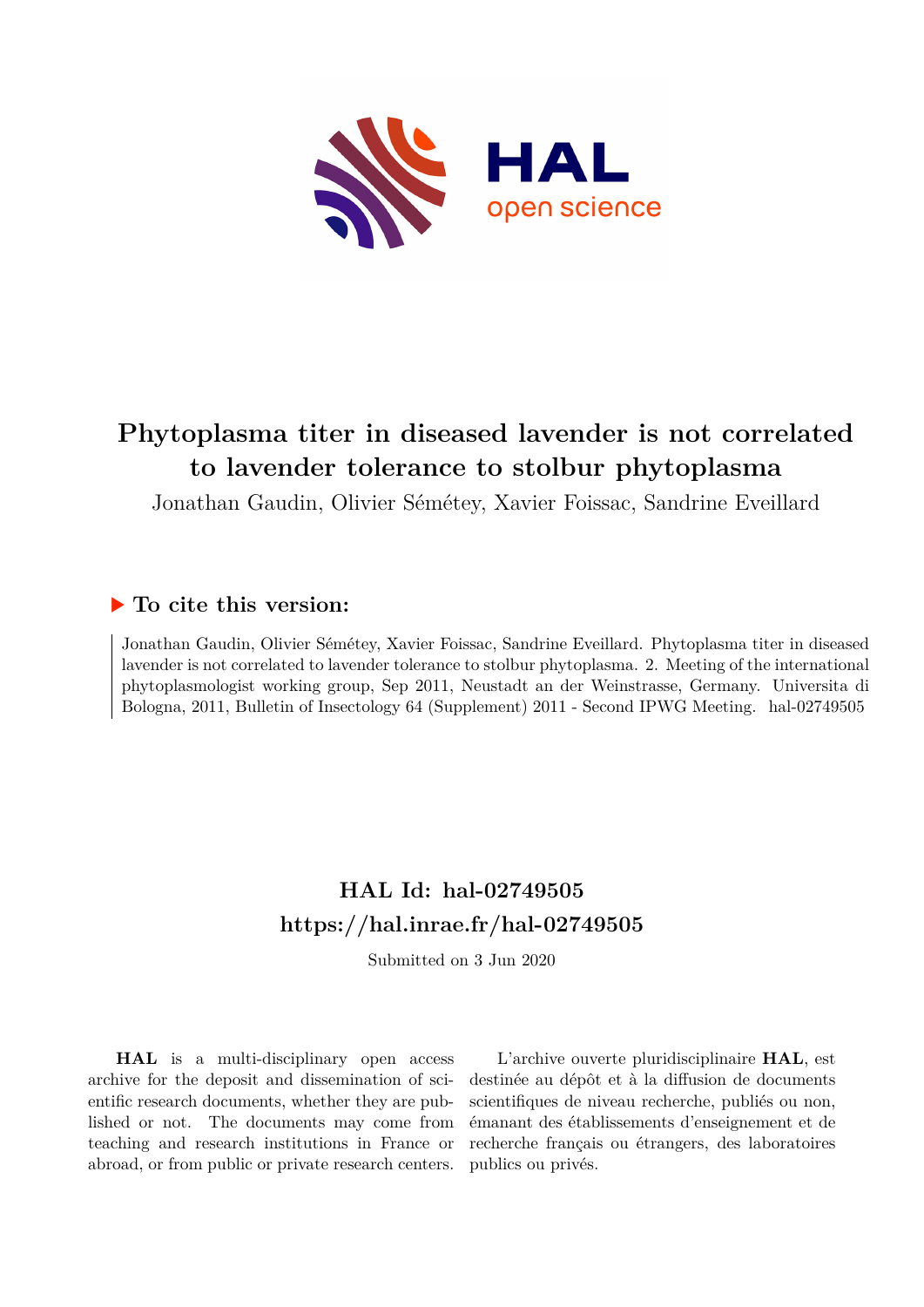# Phytoplasma titer in diseased lavender is not correlated to lavender tolerance to stolbur phytoplasma

Jonathan Gaudin, Olivier Sémétey, Xavier Foissac, Sandrine Eveillard

## ▶ To cite this version:

Jonathan Gaudin, Olivier Sémétey, Xavier Foissac, Sandrine Eveillard. Phytoplasma titer in diseased lavender is not correlated to lavender tolerance to stolbur phytoplasma. 2. Meeting of the international phytoplasmologist working group, Sep 2011, Neustadt an der Weinstrasse, Germany. Universita di Bologna, 2011, Bulletin of Insectology 64 (Supplement) 2011 - Second IPWG Meeting. hal-02749505

## HAL Id: hal-02749505
## https://hal.inrae.fr/hal-02749505

Submitted on 3 Jun 2020

**HAL** is a multi-disciplinary open access archive for the deposit and dissemination of scientific research documents, whether they are published or not. The documents may come from teaching and research institutions in France or abroad, or from public or private research centers.

L'archive ouverte pluridisciplinaire **HAL**, est destinée au dépôt et à la diffusion de documents scientifiques de niveau recherche, publiés ou non, émanant des établissements d'enseignement et de recherche français ou étrangers, des laboratoires publics ou privés.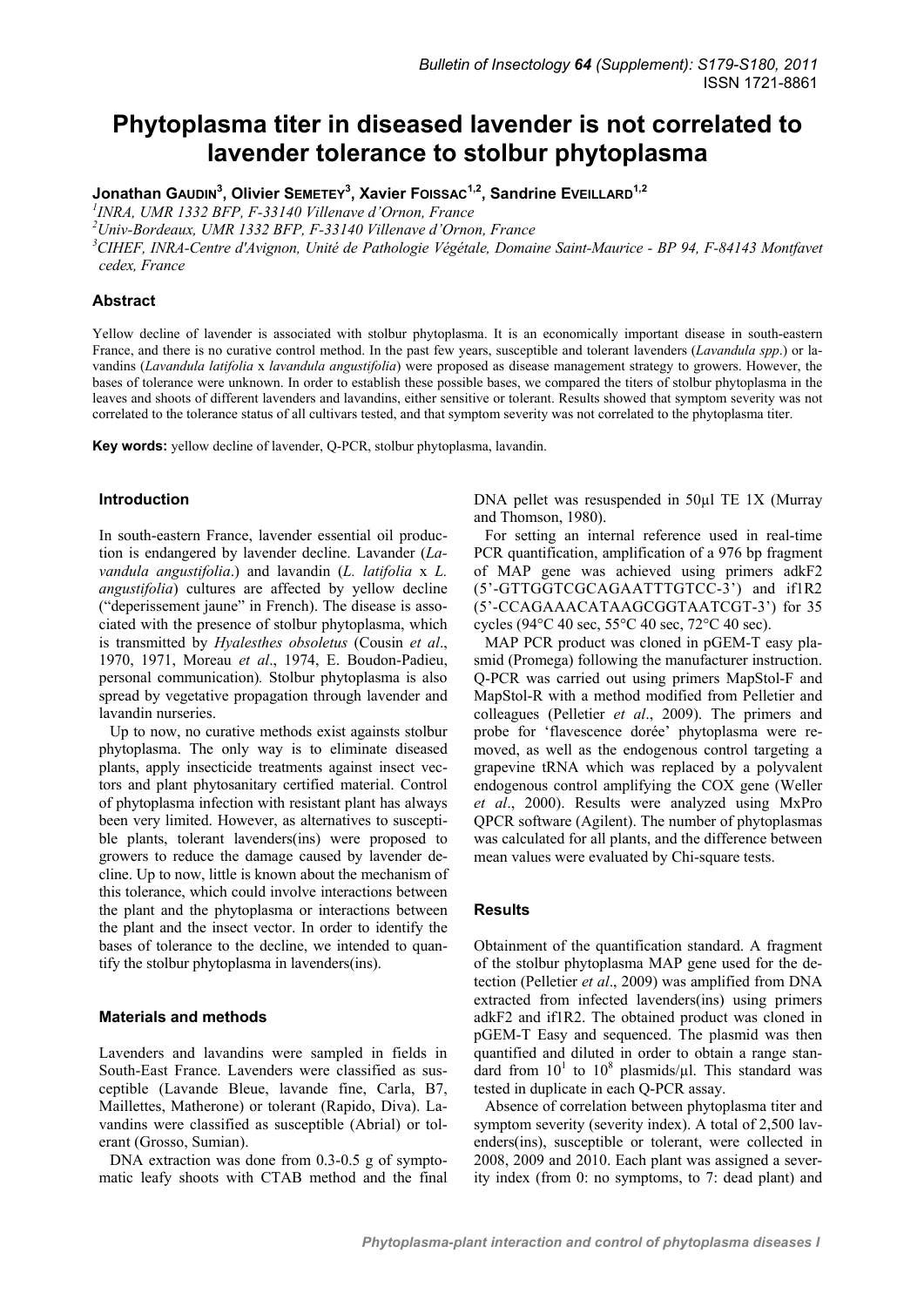# Phytoplasma titer in diseased lavender is not correlated to lavender tolerance to stolbur phytoplasma

**Jonathan Gaudin**[3], **Olivier Semetey**[3], **Xavier Foissac**[1,2], **Sandrine Eveillard**[1,2]

[1]INRA, UMR 1332 BFP, F-33140 Villenave d'Ornon, France

[2]Univ-Bordeaux, UMR 1332 BFP, F-33140 Villenave d'Ornon, France

[3]CIHEF, INRA-Centre d'Avignon, Unité de Pathologie Végétale, Domaine Saint-Maurice - BP 94, F-84143 Montfavet cedex, France

## Abstract

Yellow decline of lavender is associated with stolbur phytoplasma. It is an economically important disease in south-eastern France, and there is no curative control method. In the past few years, susceptible and tolerant lavenders (*Lavandula spp*.) or lavandins (*Lavandula latifolia* x *lavandula angustifolia*) were proposed as disease management strategy to growers. However, the bases of tolerance were unknown. In order to establish these possible bases, we compared the titers of stolbur phytoplasma in the leaves and shoots of different lavenders and lavandins, either sensitive or tolerant. Results showed that symptom severity was not correlated to the tolerance status of all cultivars tested, and that symptom severity was not correlated to the phytoplasma titer.

**Key words:** yellow decline of lavender, Q-PCR, stolbur phytoplasma, lavandin.

## Introduction

In south-eastern France, lavender essential oil production is endangered by lavender decline. Lavander (*Lavandula angustifolia*.) and lavandin (*L. latifolia* x *L. angustifolia*) cultures are affected by yellow decline ("deperissement jaune" in French). The disease is associated with the presence of stolbur phytoplasma, which is transmitted by *Hyalesthes obsoletus* (Cousin *et al*., 1970, 1971, Moreau *et al*., 1974, E. Boudon-Padieu, personal communication). Stolbur phytoplasma is also spread by vegetative propagation through lavender and lavandin nurseries.

Up to now, no curative methods exist againsts stolbur phytoplasma. The only way is to eliminate diseased plants, apply insecticide treatments against insect vectors and plant phytosanitary certified material. Control of phytoplasma infection with resistant plant has always been very limited. However, as alternatives to susceptible plants, tolerant lavenders(ins) were proposed to growers to reduce the damage caused by lavender decline. Up to now, little is known about the mechanism of this tolerance, which could involve interactions between the plant and the phytoplasma or interactions between the plant and the insect vector. In order to identify the bases of tolerance to the decline, we intended to quantify the stolbur phytoplasma in lavenders(ins).

## Materials and methods

Lavenders and lavandins were sampled in fields in South-East France. Lavenders were classified as susceptible (Lavande Bleue, lavande fine, Carla, B7, Maillettes, Matherone) or tolerant (Rapido, Diva). Lavandins were classified as susceptible (Abrial) or tolerant (Grosso, Sumian).

DNA extraction was done from 0.3-0.5 g of symptomatic leafy shoots with CTAB method and the final DNA pellet was resuspended in 50µl TE 1X (Murray and Thomson, 1980).

For setting an internal reference used in real-time PCR quantification, amplification of a 976 bp fragment of MAP gene was achieved using primers adkF2 (5'-GTTGGTCGCAGAATTTGTCC-3') and if1R2 (5'-CCAGAAACATAAGCGGTAATCGT-3') for 35 cycles (94°C 40 sec, 55°C 40 sec, 72°C 40 sec).

MAP PCR product was cloned in pGEM-T easy plasmid (Promega) following the manufacturer instruction. Q-PCR was carried out using primers MapStol-F and MapStol-R with a method modified from Pelletier and colleagues (Pelletier *et al*., 2009). The primers and probe for 'flavescence dorée' phytoplasma were removed, as well as the endogenous control targeting a grapevine tRNA which was replaced by a polyvalent endogenous control amplifying the COX gene (Weller *et al*., 2000). Results were analyzed using MxPro QPCR software (Agilent). The number of phytoplasmas was calculated for all plants, and the difference between mean values were evaluated by Chi-square tests.

## Results

Obtainment of the quantification standard. A fragment of the stolbur phytoplasma MAP gene used for the detection (Pelletier *et al*., 2009) was amplified from DNA extracted from infected lavenders(ins) using primers adkF2 and if1R2. The obtained product was cloned in pGEM-T Easy and sequenced. The plasmid was then quantified and diluted in order to obtain a range standard from $10^1$ to $10^8$ plasmids/µl. This standard was tested in duplicate in each Q-PCR assay.

Absence of correlation between phytoplasma titer and symptom severity (severity index). A total of 2,500 lavenders(ins), susceptible or tolerant, were collected in 2008, 2009 and 2010. Each plant was assigned a severity index (from 0: no symptoms, to 7: dead plant) and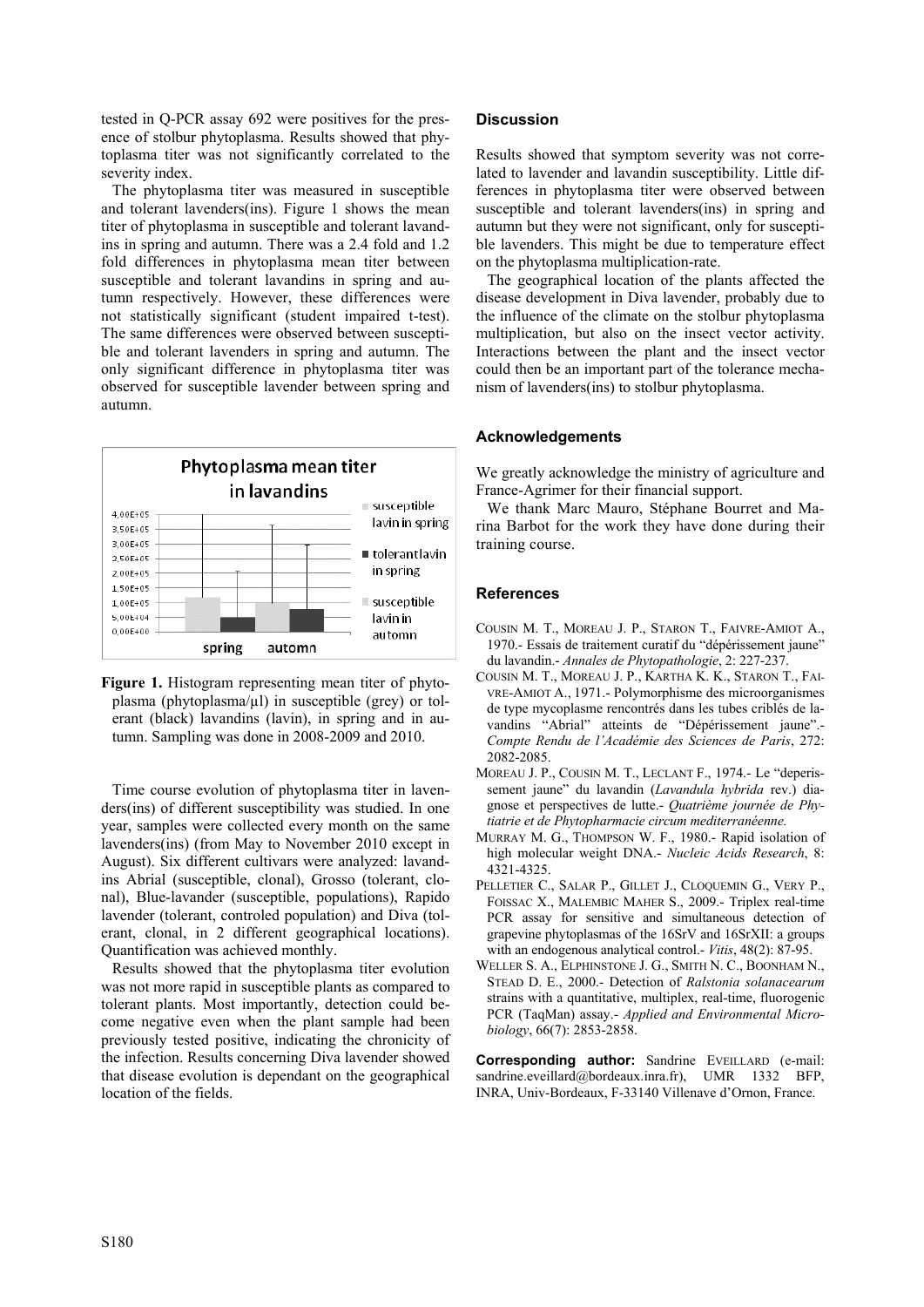tested in Q-PCR assay 692 were positives for the presence of stolbur phytoplasma. Results showed that phytoplasma titer was not significantly correlated to the severity index.

The phytoplasma titer was measured in susceptible and tolerant lavenders(ins). Figure 1 shows the mean titer of phytoplasma in susceptible and tolerant lavandins in spring and autumn. There was a 2.4 fold and 1.2 fold differences in phytoplasma mean titer between susceptible and tolerant lavandins in spring and autumn respectively. However, these differences were not statistically significant (student impaired t-test). The same differences were observed between susceptible and tolerant lavenders in spring and autumn. The only significant difference in phytoplasma titer was observed for susceptible lavender between spring and autumn.

Phytoplasma mean titer in lavandins

4,00E+05
3,50E+05
3,00E+05
2,50E+05
2,00E+05
1,50E+05
1,00E+05
5,00E+04
0,00E+00

spring automn

susceptible lavin in spring
tolerant lavin in spring
susceptible lavin in automn

**Figure 1.** Histogram representing mean titer of phytoplasma (phytoplasma/µl) in susceptible (grey) or tolerant (black) lavandins (lavin), in spring and in autumn. Sampling was done in 2008-2009 and 2010.

Time course evolution of phytoplasma titer in lavenders(ins) of different susceptibility was studied. In one year, samples were collected every month on the same lavenders(ins) (from May to November 2010 except in August). Six different cultivars were analyzed: lavandins Abrial (susceptible, clonal), Grosso (tolerant, clonal), Blue-lavander (susceptible, populations), Rapido lavender (tolerant, controled population) and Diva (tolerant, clonal, in 2 different geographical locations). Quantification was achieved monthly.

Results showed that the phytoplasma titer evolution was not more rapid in susceptible plants as compared to tolerant plants. Most importantly, detection could become negative even when the plant sample had been previously tested positive, indicating the chronicity of the infection. Results concerning Diva lavender showed that disease evolution is dependant on the geographical location of the fields.

## Discussion

Results showed that symptom severity was not correlated to lavender and lavandin susceptibility. Little differences in phytoplasma titer were observed between susceptible and tolerant lavenders(ins) in spring and autumn but they were not significant, only for susceptible lavenders. This might be due to temperature effect on the phytoplasma multiplication-rate.

The geographical location of the plants affected the disease development in Diva lavender, probably due to the influence of the climate on the stolbur phytoplasma multiplication, but also on the insect vector activity. Interactions between the plant and the insect vector could then be an important part of the tolerance mechanism of lavenders(ins) to stolbur phytoplasma.

## Acknowledgements

We greatly acknowledge the ministry of agriculture and France-Agrimer for their financial support.

We thank Marc Mauro, Stéphane Bourret and Marina Barbot for the work they have done during their training course.

## References

COUSIN M. T., MOREAU J. P., STARON T., FAIVRE-AMIOT A., 1970.- Essais de traitement curatif du "dépérissement jaune" du lavandin.- *Annales de Phytopathologie*, 2: 227-237.

COUSIN M. T., MOREAU J. P., KARTHA K. K., STARON T., FAIVRE-AMIOT A., 1971.- Polymorphisme des microorganismes de type mycoplasme rencontrés dans les tubes criblés de lavandins "Abrial" atteints de "Dépérissement jaune".- *Compte Rendu de l'Académie des Sciences de Paris*, 272: 2082-2085.

MOREAU J. P., COUSIN M. T., LECLANT F., 1974.- Le "deperissement jaune" du lavandin (*Lavandula hybrida* rev.) diagnose et perspectives de lutte.- *Quatrième journée de Phytiatrie et de Phytopharmacie circum mediterranéenne.*

MURRAY M. G., THOMPSON W. F., 1980.- Rapid isolation of high molecular weight DNA.- *Nucleic Acids Research*, 8: 4321-4325.

PELLETIER C., SALAR P., GILLET J., CLOQUEMIN G., VERY P., FOISSAC X., MALEMBIC MAHER S., 2009.- Triplex real-time PCR assay for sensitive and simultaneous detection of grapevine phytoplasmas of the 16SrV and 16SrXII: a groups with an endogenous analytical control.- *Vitis*, 48(2): 87-95.

WELLER S. A., ELPHINSTONE J. G., SMITH N. C., BOONHAM N., STEAD D. E., 2000.- Detection of *Ralstonia solanacearum* strains with a quantitative, multiplex, real-time, fluorogenic PCR (TaqMan) assay.- *Applied and Environmental Microbiology*, 66(7): 2853-2858.

**Corresponding author:** Sandrine EVEILLARD (e-mail: sandrine.eveillard@bordeaux.inra.fr), UMR 1332 BFP, INRA, Univ-Bordeaux, F-33140 Villenave d'Ornon, France.